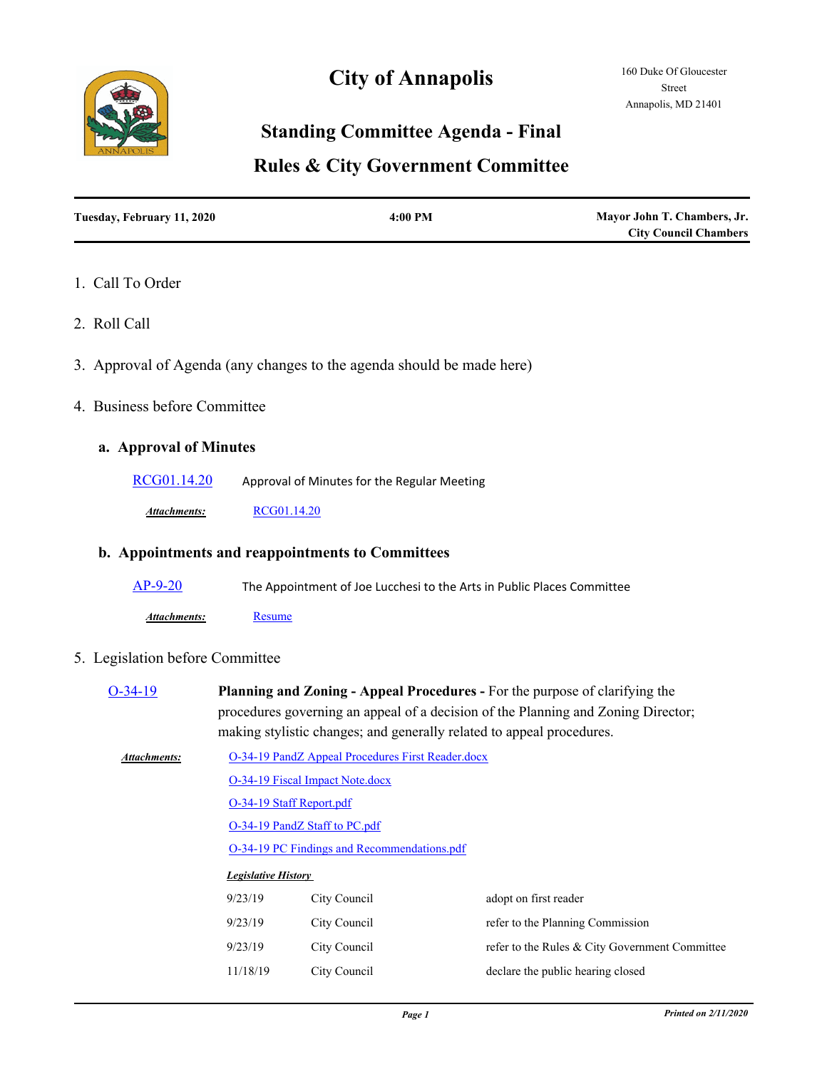# City of Annapolis

160 Duke Of Gloucester Street
Annapolis, MD 21401

## Standing Committee Agenda - Final

## Rules & City Government Committee

| Tuesday, February 11, 2020 | 4:00 PM | Mayor John T. Chambers, Jr. City Council Chambers |
|---|---|---|

1. Call To Order

2. Roll Call

3. Approval of Agenda (any changes to the agenda should be made here)

4. Business before Committee

### a. Approval of Minutes

RCG01.14.20 Approval of Minutes for the Regular Meeting

*Attachments:* RCG01.14.20

### b. Appointments and reappointments to Committees

AP-9-20 The Appointment of Joe Lucchesi to the Arts in Public Places Committee

*Attachments:* Resume

5. Legislation before Committee

O-34-19 **Planning and Zoning - Appeal Procedures -** For the purpose of clarifying the procedures governing an appeal of a decision of the Planning and Zoning Director; making stylistic changes; and generally related to appeal procedures.

*Attachments:*
- O-34-19 PandZ Appeal Procedures First Reader.docx
- O-34-19 Fiscal Impact Note.docx
- O-34-19 Staff Report.pdf
- O-34-19 PandZ Staff to PC.pdf
- O-34-19 PC Findings and Recommendations.pdf

***Legislative History***

| Date | Body | Action |
|---|---|---|
| 9/23/19 | City Council | adopt on first reader |
| 9/23/19 | City Council | refer to the Planning Commission |
| 9/23/19 | City Council | refer to the Rules & City Government Committee |
| 11/18/19 | City Council | declare the public hearing closed |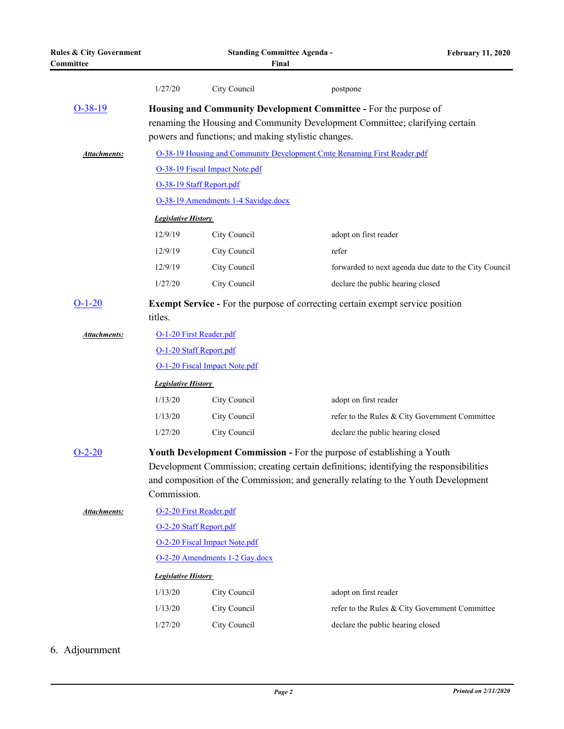| | | |
|---|---|---|
| 1/27/20 | City Council | postpone |

**O-38-19** **Housing and Community Development Committee -** For the purpose of renaming the Housing and Community Development Committee; clarifying certain powers and functions; and making stylistic changes.

***Attachments:***
- O-38-19 Housing and Community Development Cmte Renaming First Reader.pdf
- O-38-19 Fiscal Impact Note.pdf
- O-38-19 Staff Report.pdf
- O-38-19 Amendments 1-4 Savidge.docx

***Legislative History***

| | | |
|---|---|---|
| 12/9/19 | City Council | adopt on first reader |
| 12/9/19 | City Council | refer |
| 12/9/19 | City Council | forwarded to next agenda due date to the City Council |
| 1/27/20 | City Council | declare the public hearing closed |

**O-1-20** **Exempt Service -** For the purpose of correcting certain exempt service position titles.

***Attachments:***
- O-1-20 First Reader.pdf
- O-1-20 Staff Report.pdf
- O-1-20 Fiscal Impact Note.pdf

***Legislative History***

| | | |
|---|---|---|
| 1/13/20 | City Council | adopt on first reader |
| 1/13/20 | City Council | refer to the Rules & City Government Committee |
| 1/27/20 | City Council | declare the public hearing closed |

**O-2-20** **Youth Development Commission -** For the purpose of establishing a Youth Development Commission; creating certain definitions; identifying the responsibilities and composition of the Commission; and generally relating to the Youth Development Commission.

***Attachments:***
- O-2-20 First Reader.pdf
- O-2-20 Staff Report.pdf
- O-2-20 Fiscal Impact Note.pdf
- O-2-20 Amendments 1-2 Gay.docx

***Legislative History***

| | | |
|---|---|---|
| 1/13/20 | City Council | adopt on first reader |
| 1/13/20 | City Council | refer to the Rules & City Government Committee |
| 1/27/20 | City Council | declare the public hearing closed |

6. Adjournment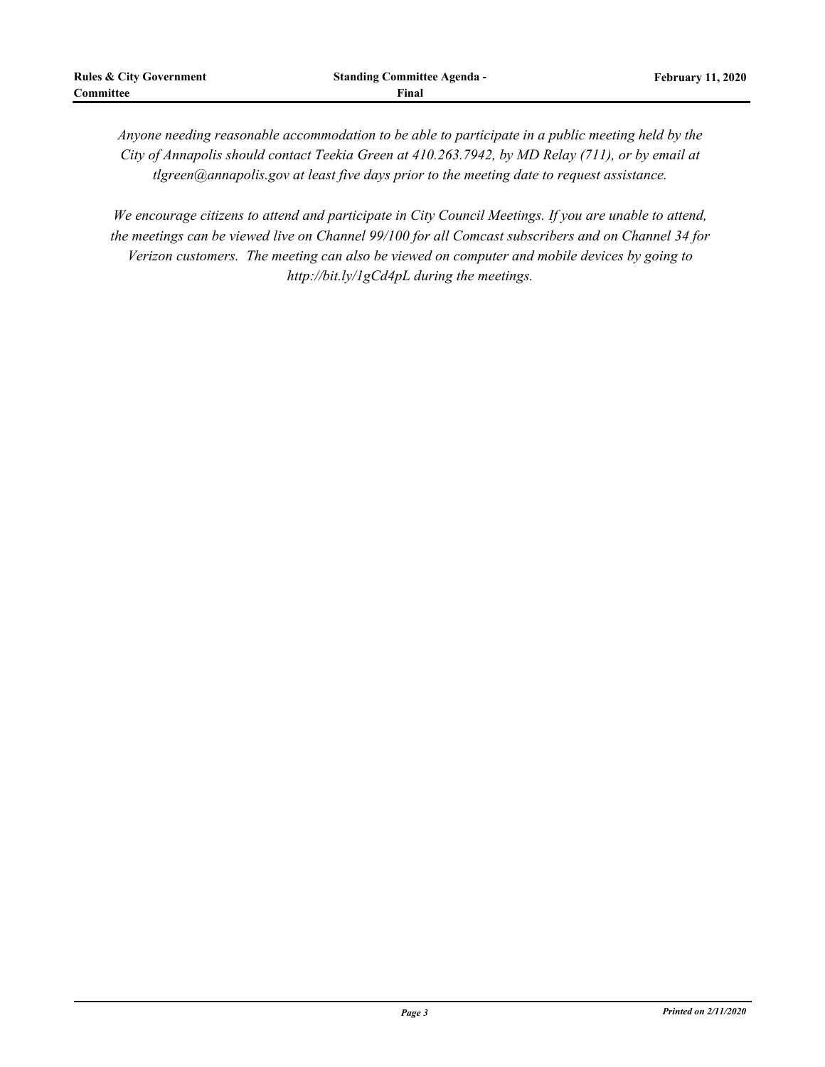*Anyone needing reasonable accommodation to be able to participate in a public meeting held by the City of Annapolis should contact Teekia Green at 410.263.7942, by MD Relay (711), or by email at tlgreen@annapolis.gov at least five days prior to the meeting date to request assistance.*

*We encourage citizens to attend and participate in City Council Meetings. If you are unable to attend, the meetings can be viewed live on Channel 99/100 for all Comcast subscribers and on Channel 34 for Verizon customers. The meeting can also be viewed on computer and mobile devices by going to http://bit.ly/1gCd4pL during the meetings.*